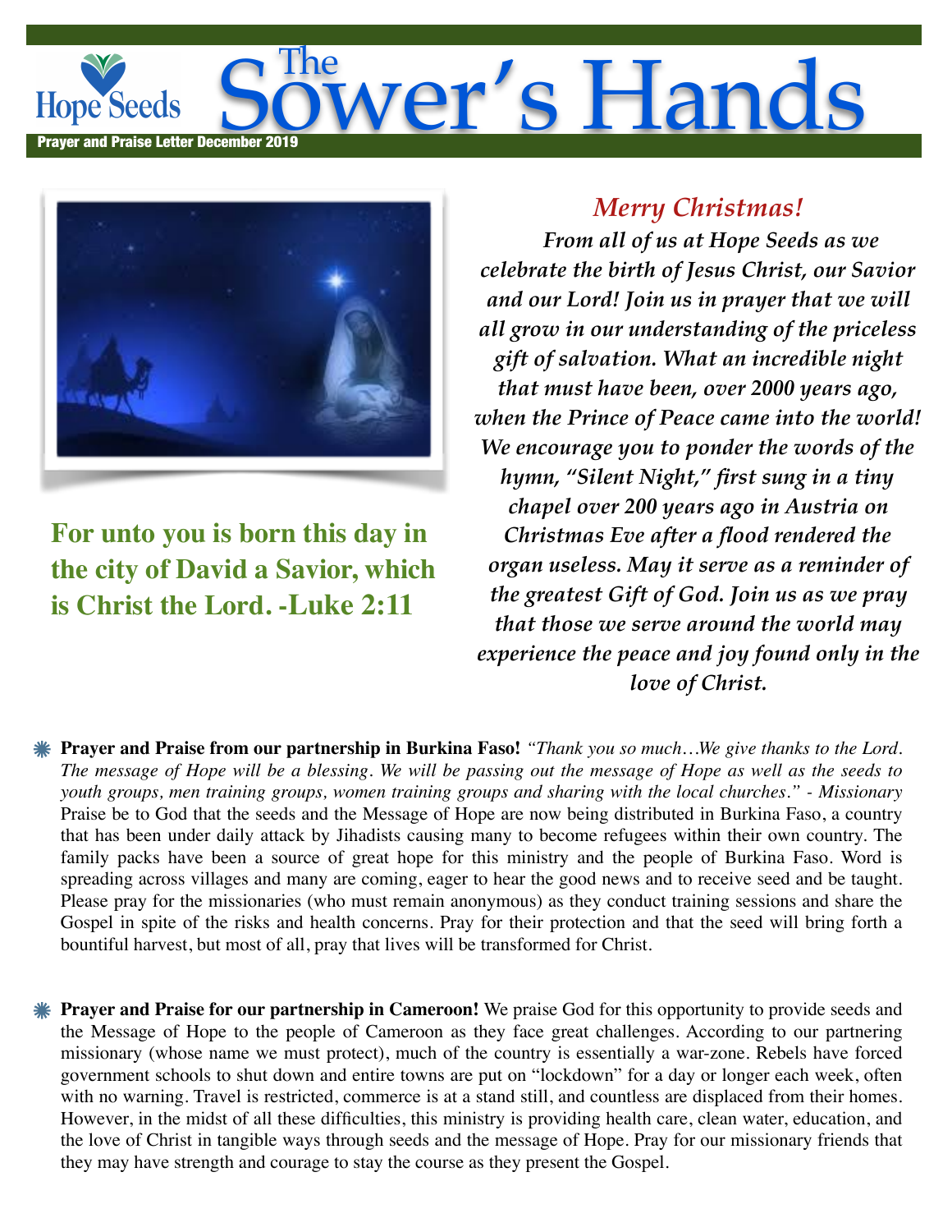# The Sower's Hands

Hope Seeds

**Prayer and Praise Letter December 2019**

**For unto you is born this day in the city of David a Savior, which is Christ the Lord. -Luke 2:11**

## *Merry Christmas!*

***From all of us at Hope Seeds as we celebrate the birth of Jesus Christ, our Savior and our Lord! Join us in prayer that we will all grow in our understanding of the priceless gift of salvation. What an incredible night that must have been, over 2000 years ago, when the Prince of Peace came into the world! We encourage you to ponder the words of the hymn, "Silent Night," first sung in a tiny chapel over 200 years ago in Austria on Christmas Eve after a flood rendered the organ useless. May it serve as a reminder of the greatest Gift of God. Join us as we pray that those we serve around the world may experience the peace and joy found only in the love of Christ.***

- **Prayer and Praise from our partnership in Burkina Faso!** *"Thank you so much…We give thanks to the Lord. The message of Hope will be a blessing. We will be passing out the message of Hope as well as the seeds to youth groups, men training groups, women training groups and sharing with the local churches." - Missionary* Praise be to God that the seeds and the Message of Hope are now being distributed in Burkina Faso, a country that has been under daily attack by Jihadists causing many to become refugees within their own country. The family packs have been a source of great hope for this ministry and the people of Burkina Faso. Word is spreading across villages and many are coming, eager to hear the good news and to receive seed and be taught. Please pray for the missionaries (who must remain anonymous) as they conduct training sessions and share the Gospel in spite of the risks and health concerns. Pray for their protection and that the seed will bring forth a bountiful harvest, but most of all, pray that lives will be transformed for Christ.

- **Prayer and Praise for our partnership in Cameroon!** We praise God for this opportunity to provide seeds and the Message of Hope to the people of Cameroon as they face great challenges. According to our partnering missionary (whose name we must protect), much of the country is essentially a war-zone. Rebels have forced government schools to shut down and entire towns are put on "lockdown" for a day or longer each week, often with no warning. Travel is restricted, commerce is at a stand still, and countless are displaced from their homes. However, in the midst of all these difficulties, this ministry is providing health care, clean water, education, and the love of Christ in tangible ways through seeds and the message of Hope. Pray for our missionary friends that they may have strength and courage to stay the course as they present the Gospel.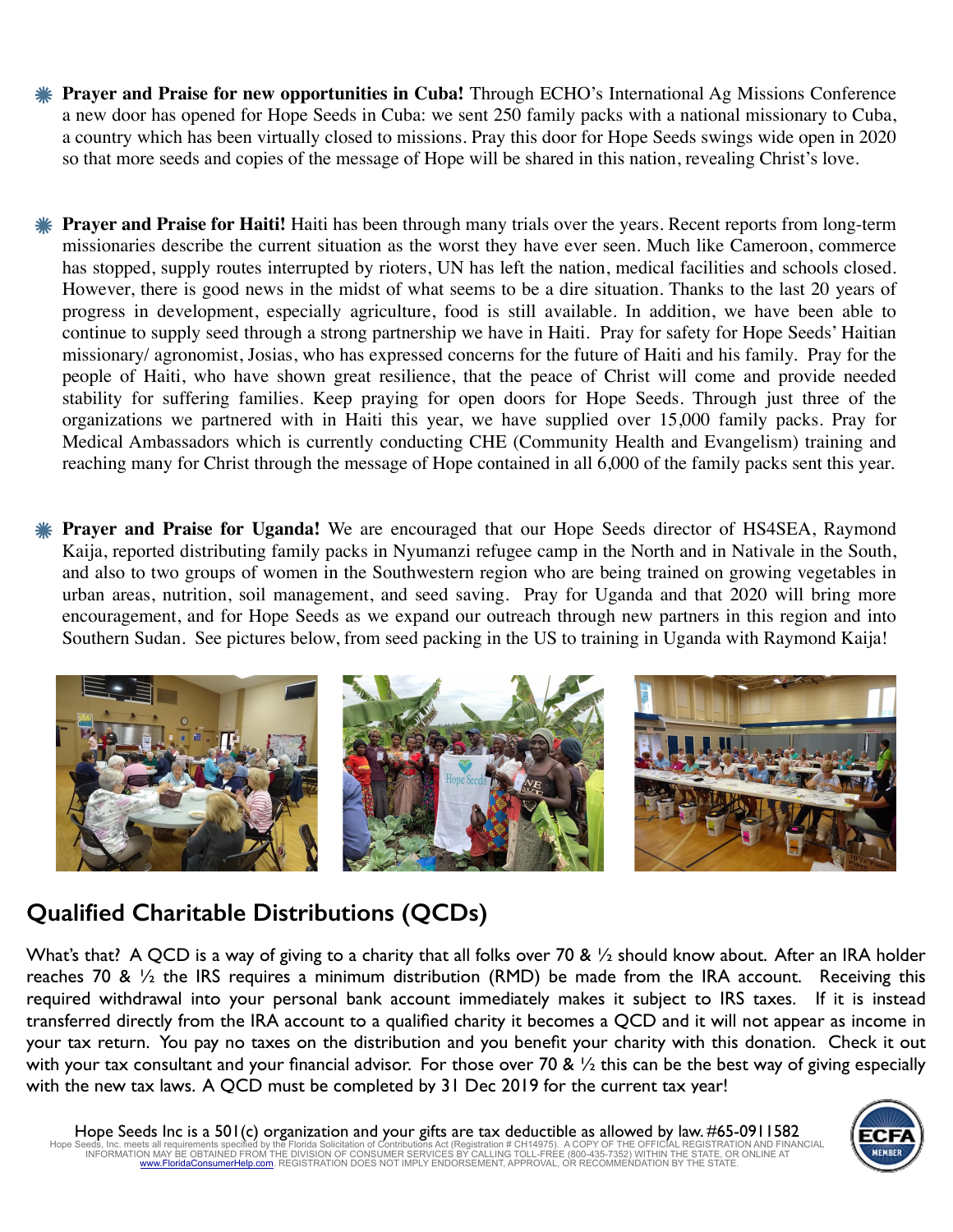- **Prayer and Praise for new opportunities in Cuba!** Through ECHO's International Ag Missions Conference a new door has opened for Hope Seeds in Cuba: we sent 250 family packs with a national missionary to Cuba, a country which has been virtually closed to missions. Pray this door for Hope Seeds swings wide open in 2020 so that more seeds and copies of the message of Hope will be shared in this nation, revealing Christ's love.

- **Prayer and Praise for Haiti!** Haiti has been through many trials over the years. Recent reports from long-term missionaries describe the current situation as the worst they have ever seen. Much like Cameroon, commerce has stopped, supply routes interrupted by rioters, UN has left the nation, medical facilities and schools closed. However, there is good news in the midst of what seems to be a dire situation. Thanks to the last 20 years of progress in development, especially agriculture, food is still available. In addition, we have been able to continue to supply seed through a strong partnership we have in Haiti. Pray for safety for Hope Seeds' Haitian missionary/ agronomist, Josias, who has expressed concerns for the future of Haiti and his family. Pray for the people of Haiti, who have shown great resilience, that the peace of Christ will come and provide needed stability for suffering families. Keep praying for open doors for Hope Seeds. Through just three of the organizations we partnered with in Haiti this year, we have supplied over 15,000 family packs. Pray for Medical Ambassadors which is currently conducting CHE (Community Health and Evangelism) training and reaching many for Christ through the message of Hope contained in all 6,000 of the family packs sent this year.

- **Prayer and Praise for Uganda!** We are encouraged that our Hope Seeds director of HS4SEA, Raymond Kaija, reported distributing family packs in Nyumanzi refugee camp in the North and in Nativale in the South, and also to two groups of women in the Southwestern region who are being trained on growing vegetables in urban areas, nutrition, soil management, and seed saving. Pray for Uganda and that 2020 will bring more encouragement, and for Hope Seeds as we expand our outreach through new partners in this region and into Southern Sudan. See pictures below, from seed packing in the US to training in Uganda with Raymond Kaija!

## Qualified Charitable Distributions (QCDs)

What's that? A QCD is a way of giving to a charity that all folks over 70 & ½ should know about. After an IRA holder reaches 70 & ½ the IRS requires a minimum distribution (RMD) be made from the IRA account. Receiving this required withdrawal into your personal bank account immediately makes it subject to IRS taxes. If it is instead transferred directly from the IRA account to a qualified charity it becomes a QCD and it will not appear as income in your tax return. You pay no taxes on the distribution and you benefit your charity with this donation. Check it out with your tax consultant and your financial advisor. For those over 70 & ½ this can be the best way of giving especially with the new tax laws. A QCD must be completed by 31 Dec 2019 for the current tax year!

Hope Seeds Inc is a 501(c) organization and your gifts are tax deductible as allowed by law. #65-0911582
Hope Seeds, Inc. meets all requirements specified by the Florida Solicitation of Contributions Act (Registration # CH14975). A COPY OF THE OFFICIAL REGISTRATION AND FINANCIAL INFORMATION MAY BE OBTAINED FROM THE DIVISION OF CONSUMER SERVICES BY CALLING TOLL-FREE (800-435-7352) WITHIN THE STATE, OR ONLINE AT www.FloridaConsumerHelp.com. REGISTRATION DOES NOT IMPLY ENDORSEMENT, APPROVAL, OR RECOMMENDATION BY THE STATE.

ECFA MEMBER